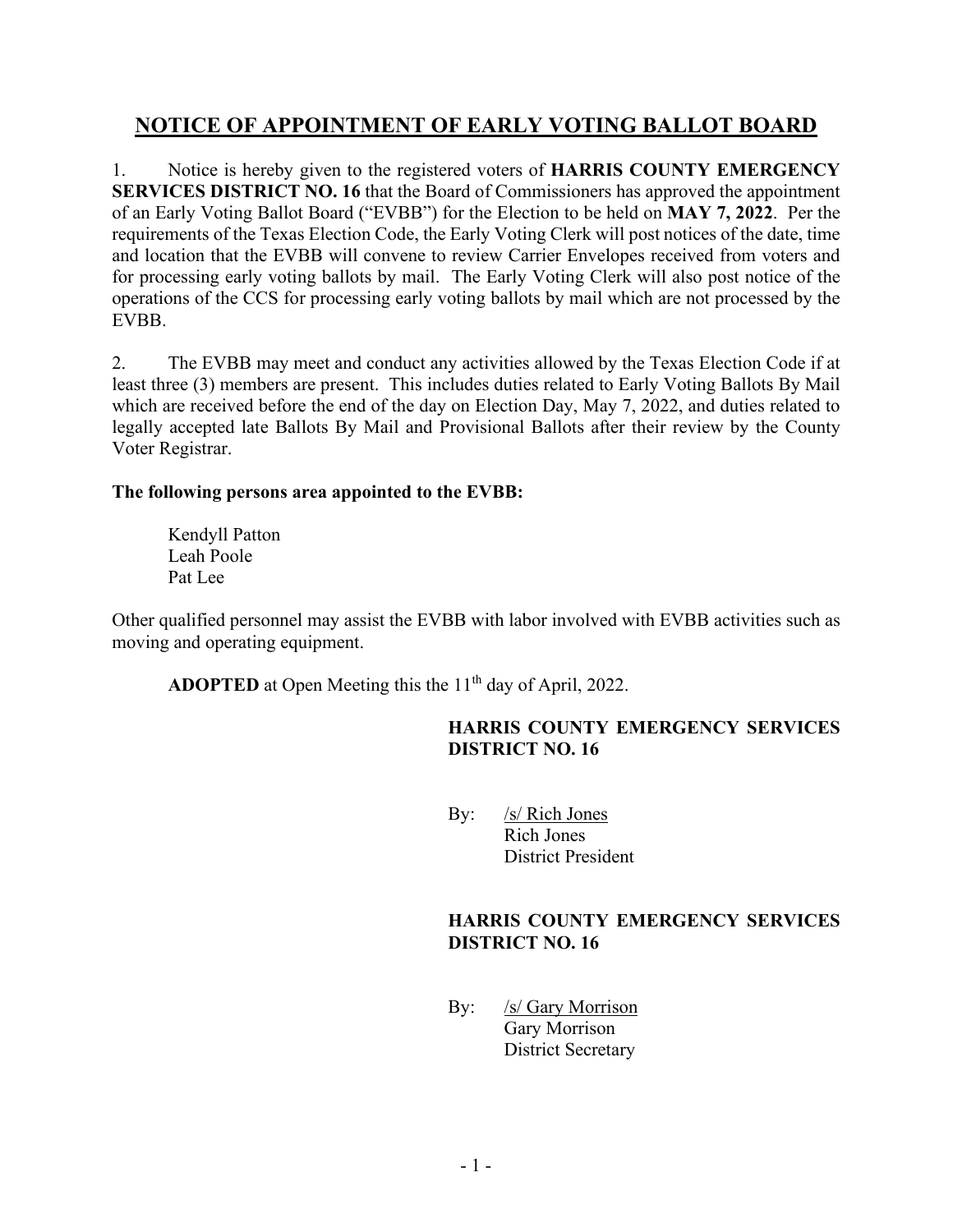# NOTICE OF APPOINTMENT OF EARLY VOTING BALLOT BOARD

1. Notice is hereby given to the registered voters of **HARRIS COUNTY EMERGENCY SERVICES DISTRICT NO. 16** that the Board of Commissioners has approved the appointment of an Early Voting Ballot Board ("EVBB") for the Election to be held on **MAY 7, 2022**. Per the requirements of the Texas Election Code, the Early Voting Clerk will post notices of the date, time and location that the EVBB will convene to review Carrier Envelopes received from voters and for processing early voting ballots by mail. The Early Voting Clerk will also post notice of the operations of the CCS for processing early voting ballots by mail which are not processed by the EVBB.

2. The EVBB may meet and conduct any activities allowed by the Texas Election Code if at least three (3) members are present. This includes duties related to Early Voting Ballots By Mail which are received before the end of the day on Election Day, May 7, 2022, and duties related to legally accepted late Ballots By Mail and Provisional Ballots after their review by the County Voter Registrar.

**The following persons area appointed to the EVBB:**

Kendyll Patton
Leah Poole
Pat Lee

Other qualified personnel may assist the EVBB with labor involved with EVBB activities such as moving and operating equipment.

**ADOPTED** at Open Meeting this the 11th day of April, 2022.

**HARRIS COUNTY EMERGENCY SERVICES DISTRICT NO. 16**

By: /s/ Rich Jones
Rich Jones
District President

**HARRIS COUNTY EMERGENCY SERVICES DISTRICT NO. 16**

By: /s/ Gary Morrison
Gary Morrison
District Secretary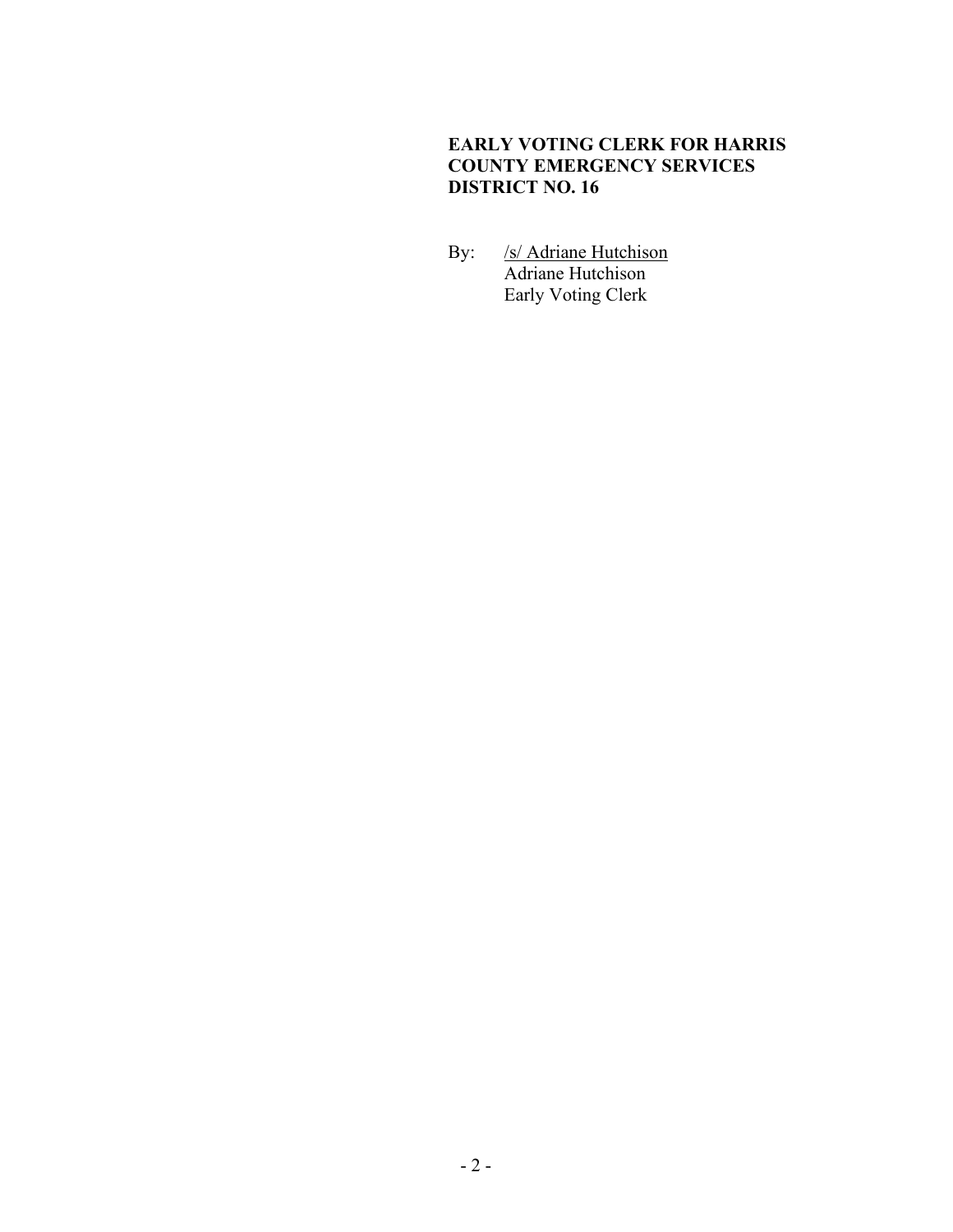**EARLY VOTING CLERK FOR HARRIS COUNTY EMERGENCY SERVICES DISTRICT NO. 16**

By: /s/ Adriane Hutchison
Adriane Hutchison
Early Voting Clerk